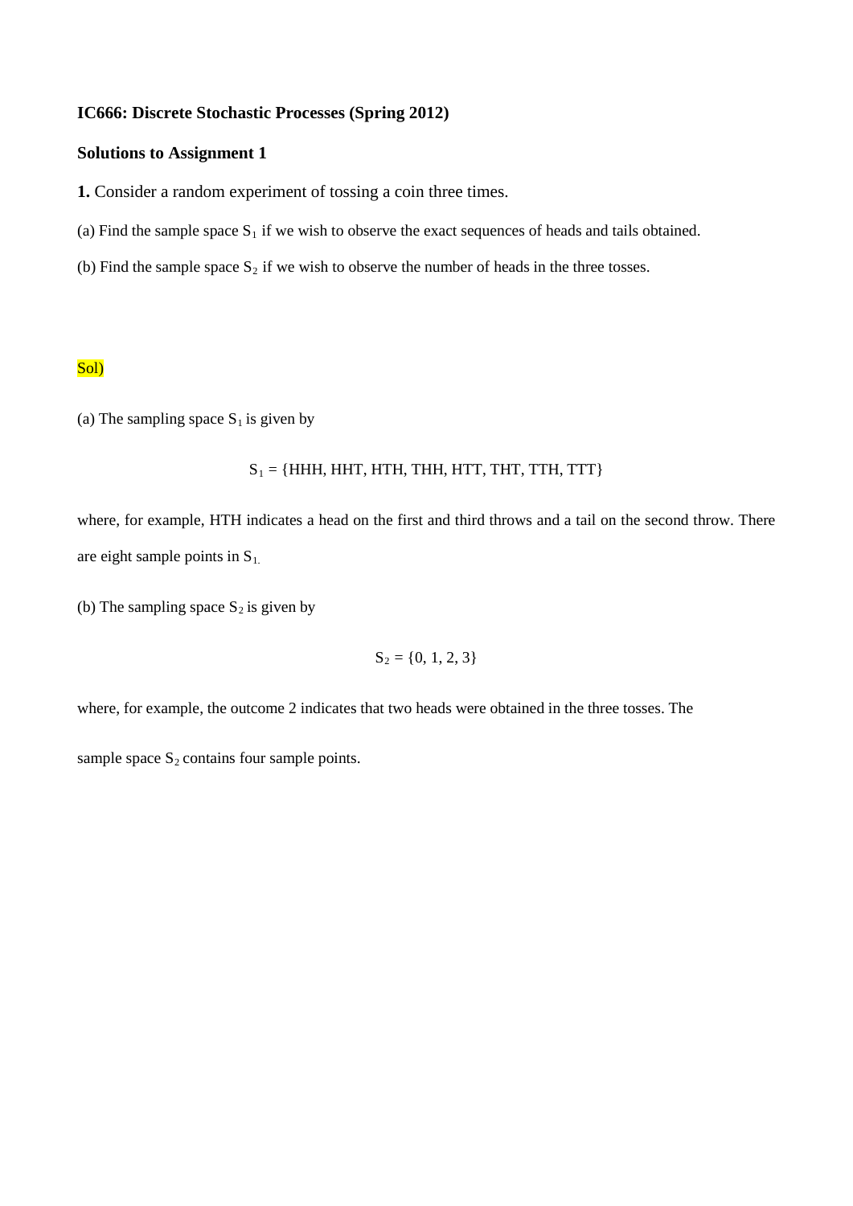**IC666: Discrete Stochastic Processes (Spring 2012)**

**Solutions to Assignment 1**

**1.** Consider a random experiment of tossing a coin three times.

(a) Find the sample space $S_1$ if we wish to observe the exact sequences of heads and tails obtained.

(b) Find the sample space $S_2$ if we wish to observe the number of heads in the three tosses.

Sol)

(a) The sampling space $S_1$ is given by

$$S_1 = \{HHH, HHT, HTH, THH, HTT, THT, TTH, TTT\}$$

where, for example, HTH indicates a head on the first and third throws and a tail on the second throw. There are eight sample points in $S_1$.

(b) The sampling space $S_2$ is given by

$$S_2 = \{0, 1, 2, 3\}$$

where, for example, the outcome 2 indicates that two heads were obtained in the three tosses. The sample space $S_2$ contains four sample points.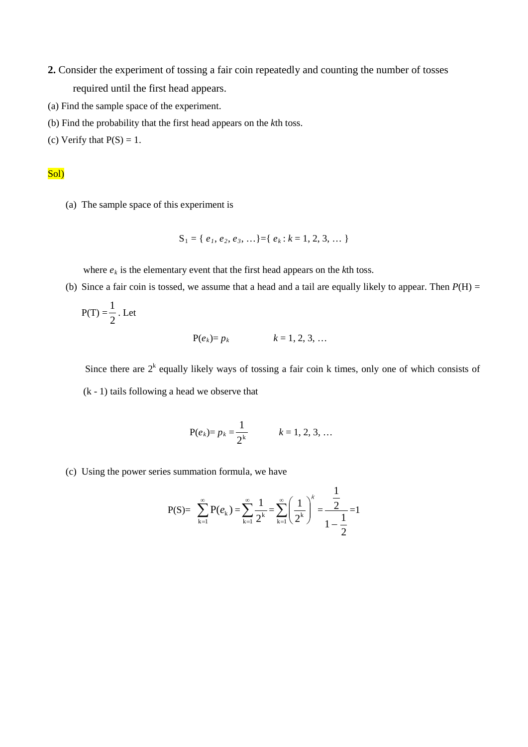**2.** Consider the experiment of tossing a fair coin repeatedly and counting the number of tosses required until the first head appears.

(a) Find the sample space of the experiment.

(b) Find the probability that the first head appears on the *k*th toss.

(c) Verify that P(S) = 1.

Sol)

(a) The sample space of this experiment is

$$S_1 = \{ e_1, e_2, e_3, \dots \} = \{ e_k : k = 1, 2, 3, \dots \}$$

where $e_k$ is the elementary event that the first head appears on the *k*th toss.

(b) Since a fair coin is tossed, we assume that a head and a tail are equally likely to appear. Then $P(H) = P(T) = \frac{1}{2}$. Let

$$P(e_k) = p_k \qquad k = 1, 2, 3, \dots$$

Since there are $2^k$ equally likely ways of tossing a fair coin k times, only one of which consists of (k - 1) tails following a head we observe that

$$P(e_k) = p_k = \frac{1}{2^k} \qquad k = 1, 2, 3, \dots$$

(c) Using the power series summation formula, we have

$$P(S) = \sum_{k=1}^{\infty} P(e_k) = \sum_{k=1}^{\infty} \frac{1}{2^k} = \sum_{k=1}^{\infty} \left( \frac{1}{2^k} \right)^k = \frac{\frac{1}{2}}{1 - \frac{1}{2}} = 1$$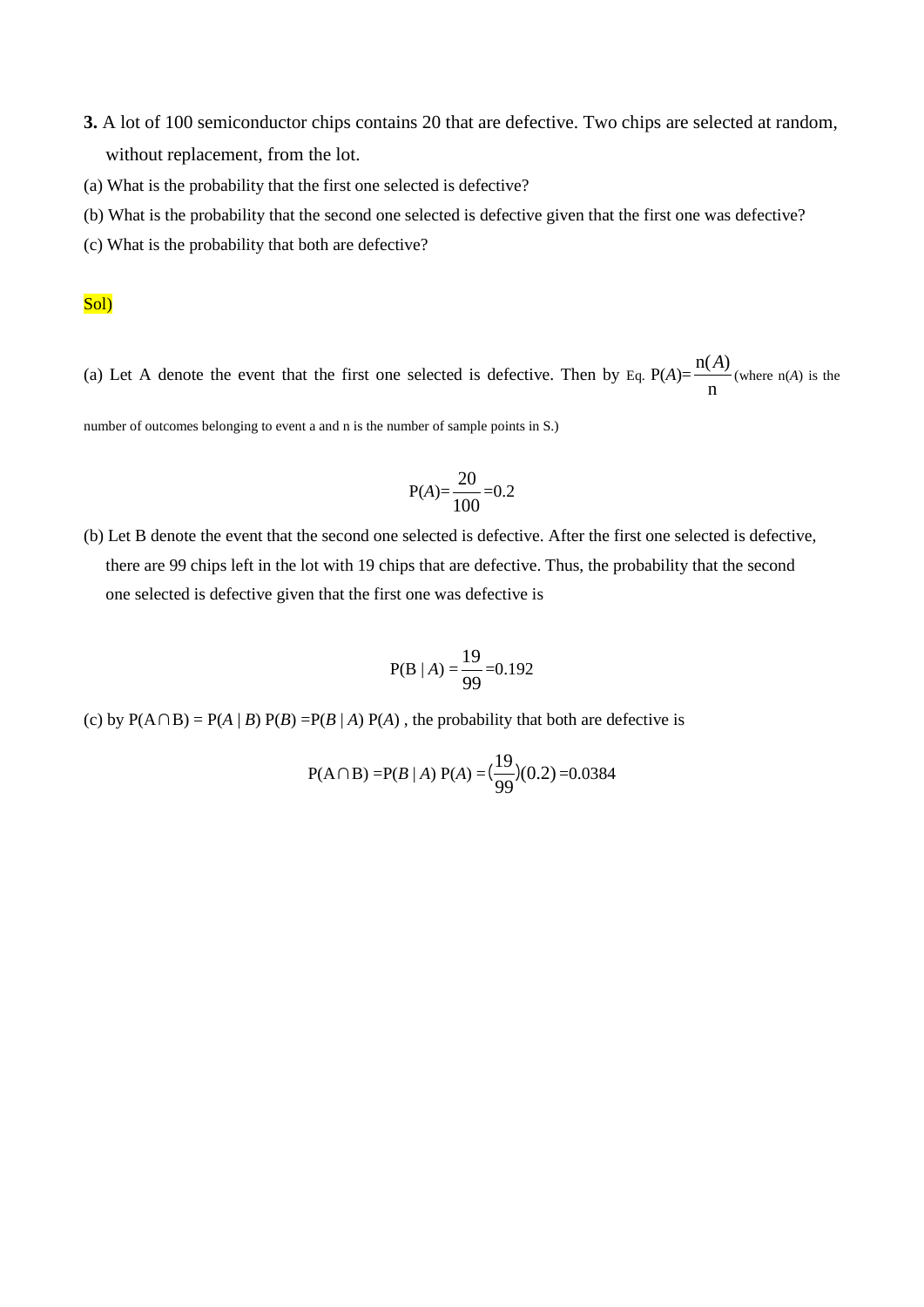**3.** A lot of 100 semiconductor chips contains 20 that are defective. Two chips are selected at random, without replacement, from the lot.

(a) What is the probability that the first one selected is defective?

(b) What is the probability that the second one selected is defective given that the first one was defective?

(c) What is the probability that both are defective?

Sol)

(a) Let A denote the event that the first one selected is defective. Then by Eq. $P(A)=\dfrac{n(A)}{n}$ (where $n(A)$ is the number of outcomes belonging to event a and n is the number of sample points in S.)

$$P(A)=\frac{20}{100}=0.2$$

(b) Let B denote the event that the second one selected is defective. After the first one selected is defective, there are 99 chips left in the lot with 19 chips that are defective. Thus, the probability that the second one selected is defective given that the first one was defective is

$$P(B \mid A)=\frac{19}{99}=0.192$$

(c) by $P(A \cap B) = P(A \mid B)\, P(B) = P(B \mid A)\, P(A)$ , the probability that both are defective is

$$P(A \cap B) = P(B \mid A)\, P(A) = \left(\frac{19}{99}\right)(0.2) = 0.0384$$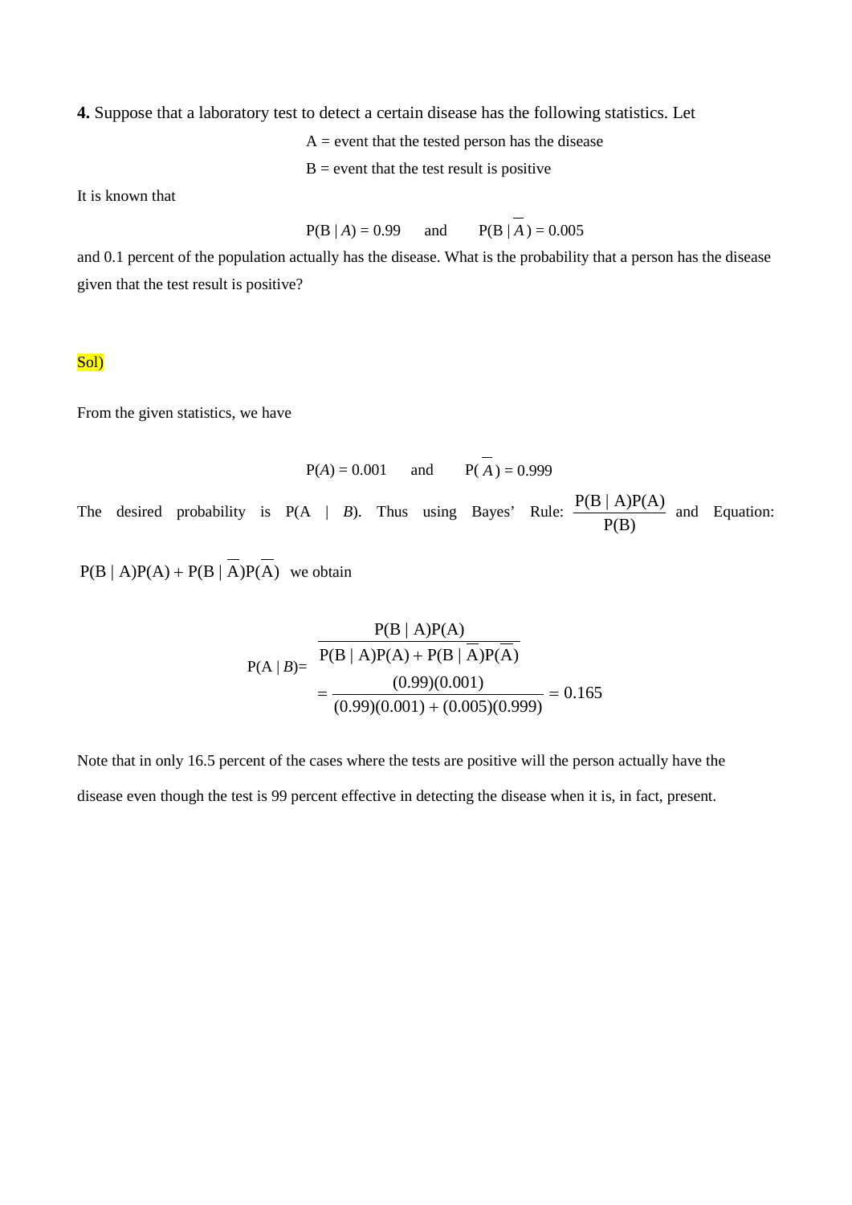**4.** Suppose that a laboratory test to detect a certain disease has the following statistics. Let

A = event that the tested person has the disease

B = event that the test result is positive

It is known that

$$P(B \mid A) = 0.99 \quad \text{and} \quad P(B \mid \overline{A}) = 0.005$$

and 0.1 percent of the population actually has the disease. What is the probability that a person has the disease given that the test result is positive?

Sol)

From the given statistics, we have

$$P(A) = 0.001 \quad \text{and} \quad P(\overline{A}) = 0.999$$

The desired probability is $P(A \mid B)$. Thus using Bayes' Rule: $\dfrac{P(B \mid A)P(A)}{P(B)}$ and Equation: $P(B \mid A)P(A) + P(B \mid \overline{A})P(\overline{A})$ we obtain

$$P(A \mid B) = \frac{P(B \mid A)P(A)}{P(B \mid A)P(A) + P(B \mid \overline{A})P(\overline{A})}$$

$$= \frac{(0.99)(0.001)}{(0.99)(0.001) + (0.005)(0.999)} = 0.165$$

Note that in only 16.5 percent of the cases where the tests are positive will the person actually have the disease even though the test is 99 percent effective in detecting the disease when it is, in fact, present.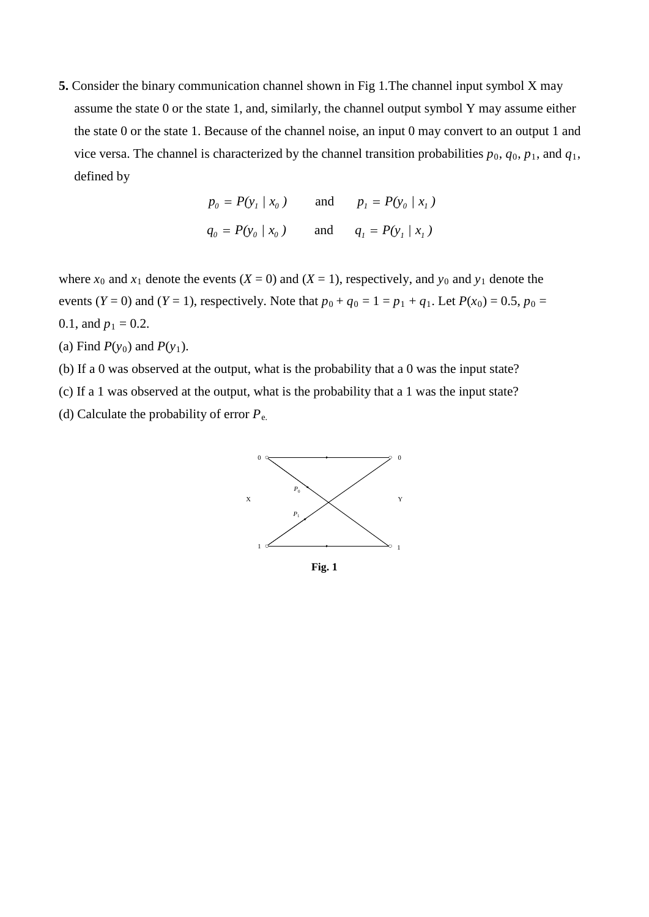**5.** Consider the binary communication channel shown in Fig 1.The channel input symbol X may assume the state 0 or the state 1, and, similarly, the channel output symbol Y may assume either the state 0 or the state 1. Because of the channel noise, an input 0 may convert to an output 1 and vice versa. The channel is characterized by the channel transition probabilities $p_0$, $q_0$, $p_1$, and $q_1$, defined by

$$p_0 = P(y_1 \mid x_0) \quad \text{and} \quad p_1 = P(y_0 \mid x_1)$$

$$q_0 = P(y_0 \mid x_0) \quad \text{and} \quad q_1 = P(y_1 \mid x_1)$$

where $x_0$ and $x_1$ denote the events ($X = 0$) and ($X = 1$), respectively, and $y_0$ and $y_1$ denote the events ($Y = 0$) and ($Y = 1$), respectively. Note that $p_0 + q_0 = 1 = p_1 + q_1$. Let $P(x_0) = 0.5$, $p_0 = 0.1$, and $p_1 = 0.2$.

(a) Find $P(y_0)$ and $P(y_1)$.

(b) If a 0 was observed at the output, what is the probability that a 0 was the input state?

(c) If a 1 was observed at the output, what is the probability that a 1 was the input state?

(d) Calculate the probability of error $P_e$.

**Fig. 1**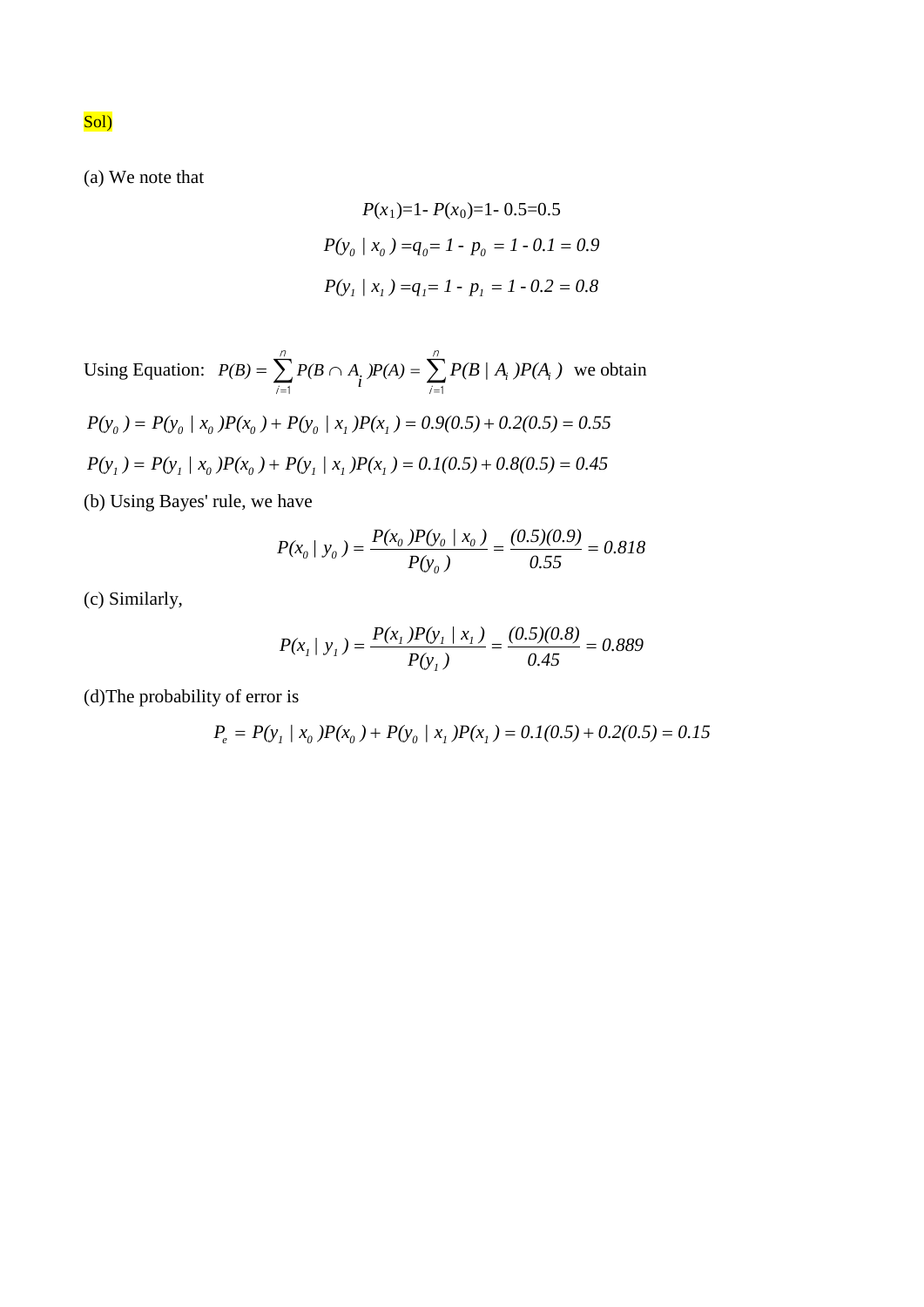Sol)

(a) We note that

$$P(x_1)=1- P(x_0)=1- 0.5=0.5$$

$$P(y_0 \mid x_0) = q_0 = 1 - p_0 = 1 - 0.1 = 0.9$$

$$P(y_1 \mid x_1) = q_1 = 1 - p_1 = 1 - 0.2 = 0.8$$

Using Equation: $P(B) = \sum_{i=1}^{n} P(B \cap A_i)P(A) = \sum_{i=1}^{n} P(B \mid A_i)P(A_i)$ we obtain

$$P(y_0) = P(y_0 \mid x_0)P(x_0) + P(y_0 \mid x_1)P(x_1) = 0.9(0.5) + 0.2(0.5) = 0.55$$

$$P(y_1) = P(y_1 \mid x_0)P(x_0) + P(y_1 \mid x_1)P(x_1) = 0.1(0.5) + 0.8(0.5) = 0.45$$

(b) Using Bayes' rule, we have

$$P(x_0 \mid y_0) = \frac{P(x_0)P(y_0 \mid x_0)}{P(y_0)} = \frac{(0.5)(0.9)}{0.55} = 0.818$$

(c) Similarly,

$$P(x_1 \mid y_1) = \frac{P(x_1)P(y_1 \mid x_1)}{P(y_1)} = \frac{(0.5)(0.8)}{0.45} = 0.889$$

(d)The probability of error is

$$P_e = P(y_1 \mid x_0)P(x_0) + P(y_0 \mid x_1)P(x_1) = 0.1(0.5) + 0.2(0.5) = 0.15$$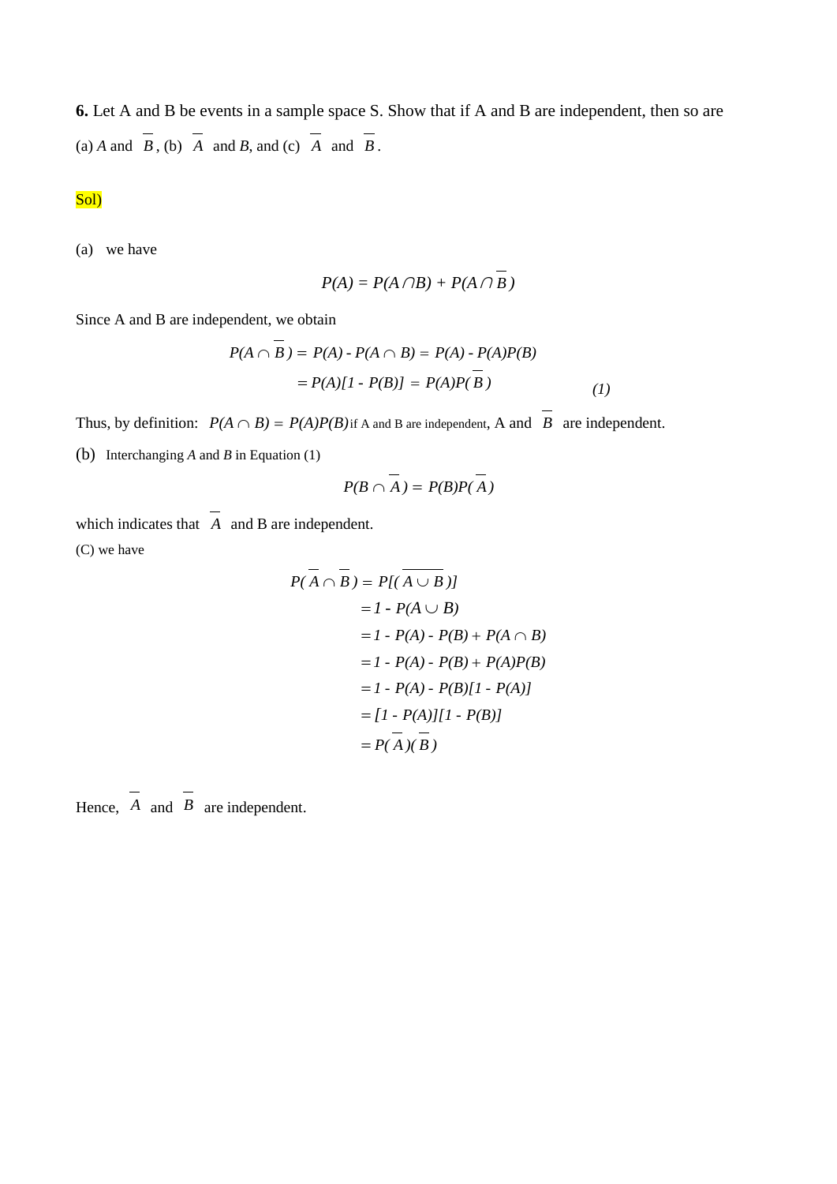**6.** Let A and B be events in a sample space S. Show that if A and B are independent, then so are (a) $A$ and $\overline{B}$, (b) $\overline{A}$ and $B$, and (c) $\overline{A}$ and $\overline{B}$.

Sol)

(a) we have

$$P(A) = P(A \cap B) + P(A \cap \overline{B})$$

Since A and B are independent, we obtain

$$P(A \cap \overline{B}) = P(A) - P(A \cap B) = P(A) - P(A)P(B)$$
$$= P(A)[1 - P(B)] = P(A)P(\overline{B}) \qquad (1)$$

Thus, by definition: $P(A \cap B) = P(A)P(B)$ if A and B are independent, A and $\overline{B}$ are independent.

(b) Interchanging $A$ and $B$ in Equation (1)

$$P(B \cap \overline{A}) = P(B)P(\overline{A})$$

which indicates that $\overline{A}$ and B are independent.

(C) we have

$$\begin{aligned}
P(\overline{A} \cap \overline{B}) &= P[(\overline{A \cup B})] \\
&= 1 - P(A \cup B) \\
&= 1 - P(A) - P(B) + P(A \cap B) \\
&= 1 - P(A) - P(B) + P(A)P(B) \\
&= 1 - P(A) - P(B)[1 - P(A)] \\
&= [1 - P(A)][1 - P(B)] \\
&= P(\overline{A})(\overline{B})
\end{aligned}$$

Hence, $\overline{A}$ and $\overline{B}$ are independent.